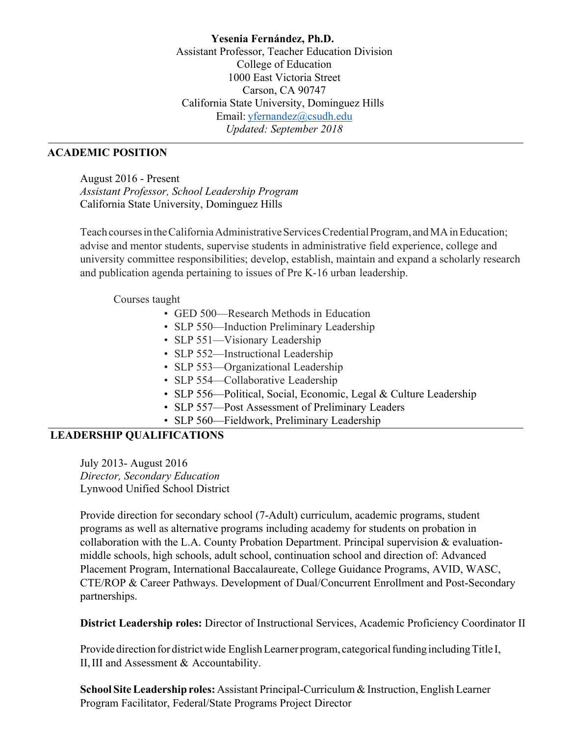**Yesenia Fernández, Ph.D.**
Assistant Professor, Teacher Education Division
College of Education
1000 East Victoria Street
Carson, CA 90747
California State University, Dominguez Hills
Email: yfernandez@csudh.edu
*Updated: September 2018*

---

## ACADEMIC POSITION

August 2016 - Present
*Assistant Professor, School Leadership Program*
California State University, Dominguez Hills

Teach courses in the California Administrative Services Credential Program, and MA in Education; advise and mentor students, supervise students in administrative field experience, college and university committee responsibilities; develop, establish, maintain and expand a scholarly research and publication agenda pertaining to issues of Pre K-16 urban leadership.

Courses taught

- GED 500—Research Methods in Education
- SLP 550—Induction Preliminary Leadership
- SLP 551—Visionary Leadership
- SLP 552—Instructional Leadership
- SLP 553—Organizational Leadership
- SLP 554—Collaborative Leadership
- SLP 556—Political, Social, Economic, Legal & Culture Leadership
- SLP 557—Post Assessment of Preliminary Leaders
- SLP 560—Fieldwork, Preliminary Leadership

---

## LEADERSHIP QUALIFICATIONS

July 2013- August 2016
*Director, Secondary Education*
Lynwood Unified School District

Provide direction for secondary school (7-Adult) curriculum, academic programs, student programs as well as alternative programs including academy for students on probation in collaboration with the L.A. County Probation Department. Principal supervision & evaluation-middle schools, high schools, adult school, continuation school and direction of: Advanced Placement Program, International Baccalaureate, College Guidance Programs, AVID, WASC, CTE/ROP & Career Pathways. Development of Dual/Concurrent Enrollment and Post-Secondary partnerships.

**District Leadership roles:** Director of Instructional Services, Academic Proficiency Coordinator II

Provide direction for district wide English Learner program, categorical funding including Title I, II, III and Assessment & Accountability.

**School Site Leadership roles:** Assistant Principal-Curriculum & Instruction, English Learner Program Facilitator, Federal/State Programs Project Director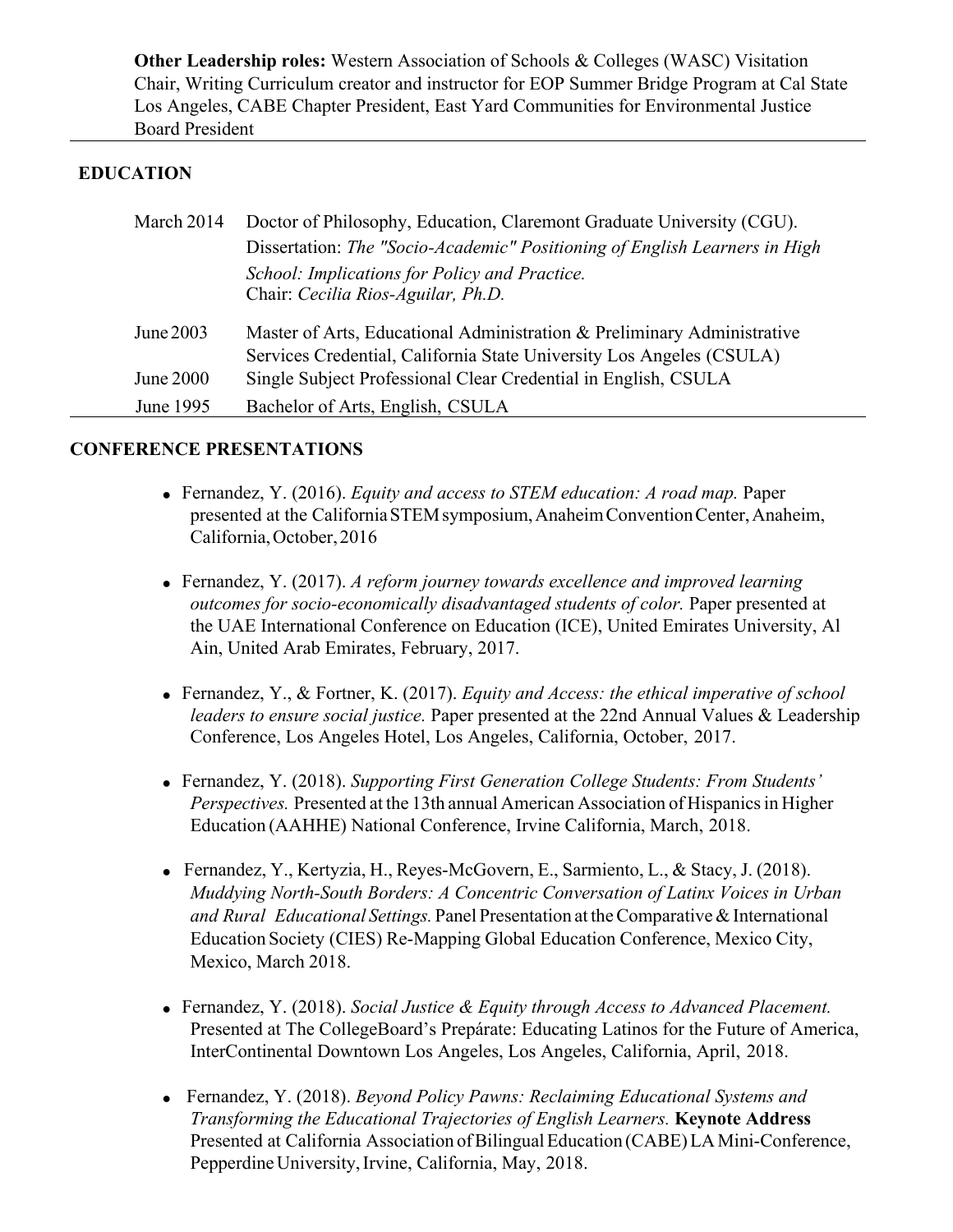**Other Leadership roles:** Western Association of Schools & Colleges (WASC) Visitation Chair, Writing Curriculum creator and instructor for EOP Summer Bridge Program at Cal State Los Angeles, CABE Chapter President, East Yard Communities for Environmental Justice Board President

## EDUCATION

| | |
|---|---|
| March 2014 | Doctor of Philosophy, Education, Claremont Graduate University (CGU). Dissertation: *The "Socio-Academic" Positioning of English Learners in High School: Implications for Policy and Practice.* Chair: *Cecilia Rios-Aguilar, Ph.D.* |
| June 2003 | Master of Arts, Educational Administration & Preliminary Administrative Services Credential, California State University Los Angeles (CSULA) |
| June 2000 | Single Subject Professional Clear Credential in English, CSULA |
| June 1995 | Bachelor of Arts, English, CSULA |

## CONFERENCE PRESENTATIONS

- Fernandez, Y. (2016). *Equity and access to STEM education: A road map.* Paper presented at the California STEM symposium, Anaheim Convention Center, Anaheim, California, October, 2016

- Fernandez, Y. (2017). *A reform journey towards excellence and improved learning outcomes for socio-economically disadvantaged students of color.* Paper presented at the UAE International Conference on Education (ICE), United Emirates University, Al Ain, United Arab Emirates, February, 2017.

- Fernandez, Y., & Fortner, K. (2017). *Equity and Access: the ethical imperative of school leaders to ensure social justice.* Paper presented at the 22nd Annual Values & Leadership Conference, Los Angeles Hotel, Los Angeles, California, October, 2017.

- Fernandez, Y. (2018). *Supporting First Generation College Students: From Students' Perspectives.* Presented at the 13th annual American Association of Hispanics in Higher Education (AAHHE) National Conference, Irvine California, March, 2018.

- Fernandez, Y., Kertyzia, H., Reyes-McGovern, E., Sarmiento, L., & Stacy, J. (2018). *Muddying North-South Borders: A Concentric Conversation of Latinx Voices in Urban and Rural Educational Settings.* Panel Presentation at the Comparative & International Education Society (CIES) Re-Mapping Global Education Conference, Mexico City, Mexico, March 2018.

- Fernandez, Y. (2018). *Social Justice & Equity through Access to Advanced Placement.* Presented at The CollegeBoard's Prepárate: Educating Latinos for the Future of America, InterContinental Downtown Los Angeles, Los Angeles, California, April, 2018.

- Fernandez, Y. (2018). *Beyond Policy Pawns: Reclaiming Educational Systems and Transforming the Educational Trajectories of English Learners.* **Keynote Address** Presented at California Association of Bilingual Education (CABE) LA Mini-Conference, Pepperdine University, Irvine, California, May, 2018.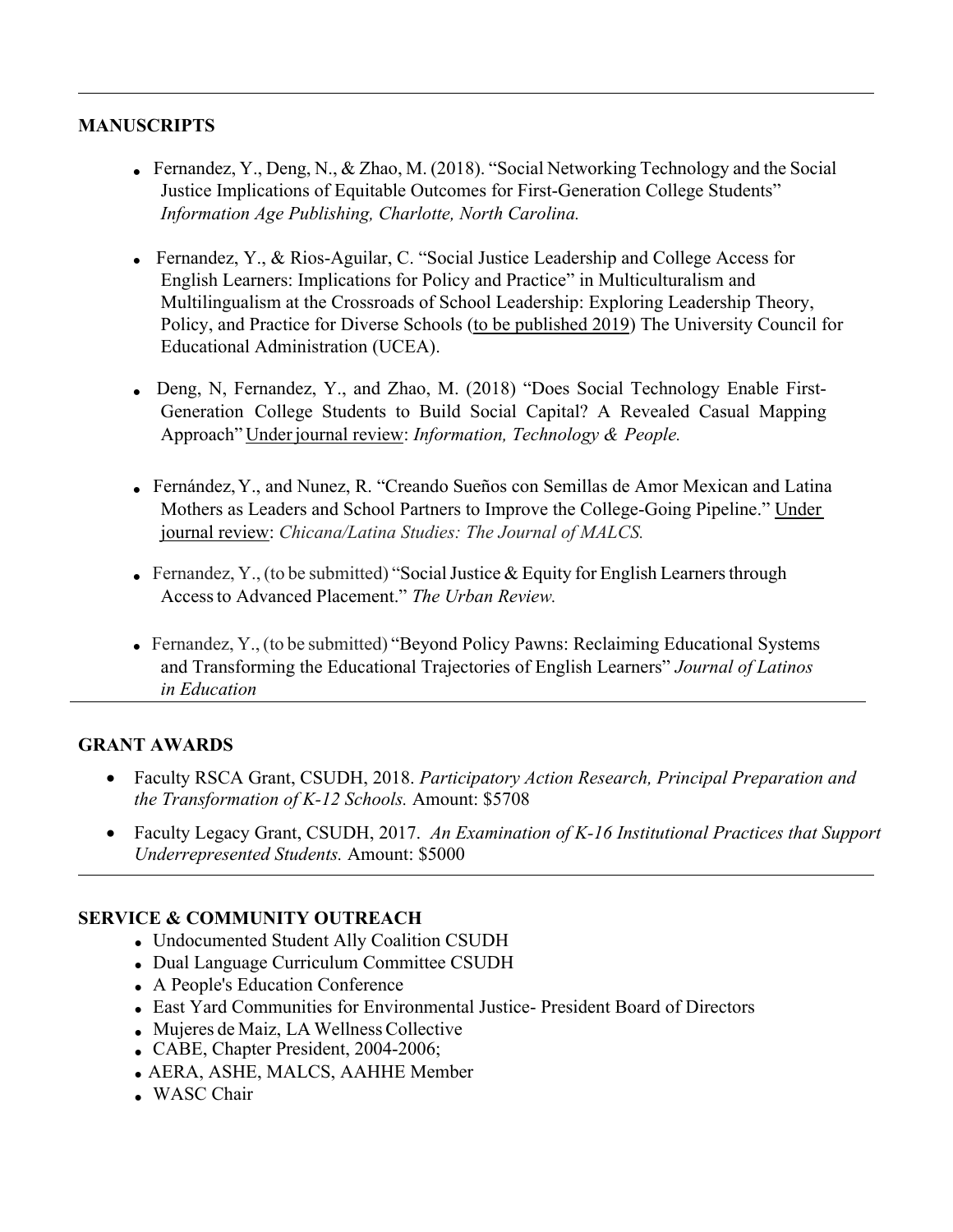## MANUSCRIPTS

- Fernandez, Y., Deng, N., & Zhao, M. (2018). "Social Networking Technology and the Social Justice Implications of Equitable Outcomes for First-Generation College Students" *Information Age Publishing, Charlotte, North Carolina.*

- Fernandez, Y., & Rios-Aguilar, C. "Social Justice Leadership and College Access for English Learners: Implications for Policy and Practice" in Multiculturalism and Multilingualism at the Crossroads of School Leadership: Exploring Leadership Theory, Policy, and Practice for Diverse Schools (<u>to be published 2019</u>) The University Council for Educational Administration (UCEA).

- Deng, N, Fernandez, Y., and Zhao, M. (2018) "Does Social Technology Enable First-Generation College Students to Build Social Capital? A Revealed Casual Mapping Approach" <u>Under journal review</u>: *Information, Technology & People.*

- Fernández, Y., and Nunez, R. "Creando Sueños con Semillas de Amor Mexican and Latina Mothers as Leaders and School Partners to Improve the College-Going Pipeline." <u>Under journal review</u>: *Chicana/Latina Studies: The Journal of MALCS.*

- Fernandez, Y., (to be submitted) "Social Justice & Equity for English Learners through Access to Advanced Placement." *The Urban Review.*

- Fernandez, Y., (to be submitted) "Beyond Policy Pawns: Reclaiming Educational Systems and Transforming the Educational Trajectories of English Learners" *Journal of Latinos in Education*

## GRANT AWARDS

- Faculty RSCA Grant, CSUDH, 2018. *Participatory Action Research, Principal Preparation and the Transformation of K-12 Schools.* Amount: $5708
- Faculty Legacy Grant, CSUDH, 2017. *An Examination of K-16 Institutional Practices that Support Underrepresented Students.* Amount: $5000

## SERVICE & COMMUNITY OUTREACH

- Undocumented Student Ally Coalition CSUDH
- Dual Language Curriculum Committee CSUDH
- A People's Education Conference
- East Yard Communities for Environmental Justice- President Board of Directors
- Mujeres de Maiz, LA Wellness Collective
- CABE, Chapter President, 2004-2006;
- AERA, ASHE, MALCS, AAHHE Member
- WASC Chair